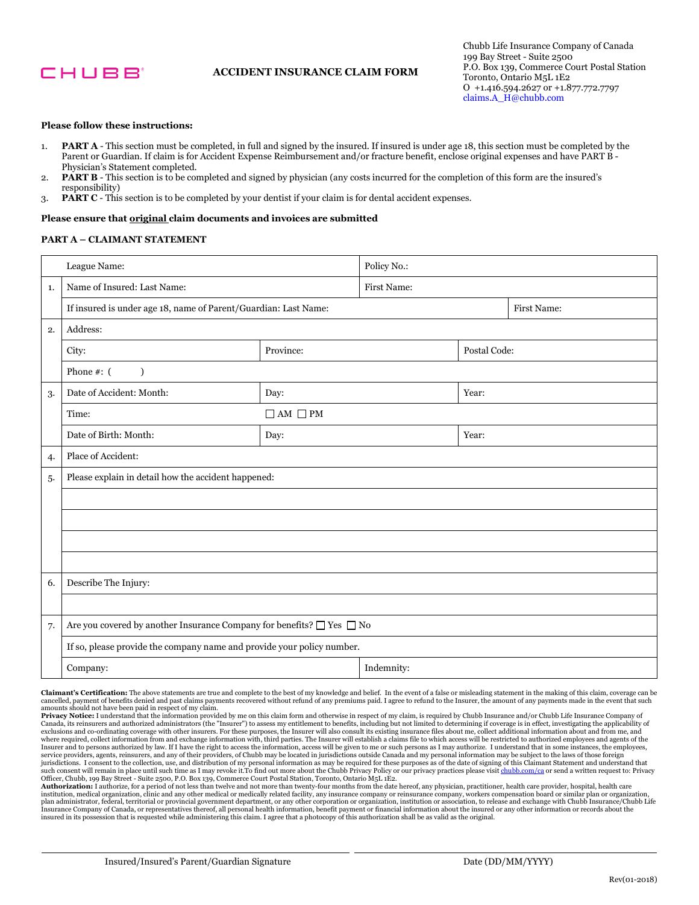CHUBB

**ACCIDENT INSURANCE CLAIM FORM**

Chubb Life Insurance Company of Canada
199 Bay Street - Suite 2500
P.O. Box 139, Commerce Court Postal Station
Toronto, Ontario M5L 1E2
O +1.416.594.2627 or +1.877.772.7797
claims.A_H@chubb.com

**Please follow these instructions:**

1. **PART A** - This section must be completed, in full and signed by the insured. If insured is under age 18, this section must be completed by the Parent or Guardian. If claim is for Accident Expense Reimbursement and/or fracture benefit, enclose original expenses and have PART B - Physician's Statement completed.
2. **PART B** - This section is to be completed and signed by physician (any costs incurred for the completion of this form are the insured's responsibility)
3. **PART C** - This section is to be completed by your dentist if your claim is for dental accident expenses.

**Please ensure that original claim documents and invoices are submitted**

**PART A – CLAIMANT STATEMENT**

| | | | | |
|---|---|---|---|---|
| | League Name: | | Policy No.: | |
| 1. | Name of Insured: Last Name: | | First Name: | |
| | If insured is under age 18, name of Parent/Guardian: Last Name: | | | First Name: |
| 2. | Address: | | | |
| | City: | Province: | | Postal Code: |
| | Phone #: ( ) | | | |
| 3. | Date of Accident: Month: | Day: | | Year: |
| | Time: | ☐ AM ☐ PM | | |
| | Date of Birth: Month: | Day: | | Year: |
| 4. | Place of Accident: | | | |
| 5. | Please explain in detail how the accident happened: | | | |
| | | | | |
| | | | | |
| | | | | |
| | | | | |
| 6. | Describe The Injury: | | | |
| | | | | |
| 7. | Are you covered by another Insurance Company for benefits? ☐ Yes ☐ No | | | |
| | If so, please provide the company name and provide your policy number. | | | |
| | Company: | | Indemnity: | |

**Claimant's Certification:** The above statements are true and complete to the best of my knowledge and belief. In the event of a false or misleading statement in the making of this claim, coverage can be cancelled, payment of benefits denied and past claims payments recovered without refund of any premiums paid. I agree to refund to the Insurer, the amount of any payments made in the event that such amounts should not have been paid in respect of my claim.

**Privacy Notice:** I understand that the information provided by me on this claim form and otherwise in respect of my claim, is required by Chubb Insurance and/or Chubb Life Insurance Company of Canada, its reinsurers and authorized administrators (the "Insurer") to assess my entitlement to benefits, including but not limited to determining if coverage is in effect, investigating the applicability of exclusions and co-ordinating coverage with other insurers. For these purposes, the Insurer will also consult its existing insurance files about me, collect additional information about and from me, and where required, collect information from and exchange information with, third parties. The Insurer will establish a claims file to which access will be restricted to authorized employees and agents of the Insurer and to persons authorized by law. If I have the right to access the information, access will be given to me or such persons as I may authorize. I understand that in some instances, the employees, service providers, agents, reinsurers, and any of their providers, of Chubb may be located in jurisdictions outside Canada and my personal information may be subject to the laws of those foreign jurisdictions. I consent to the collection, use, and distribution of my personal information as may be required for these purposes as of the date of signing of this Claimant Statement and understand that such consent will remain in place until such time as I may revoke it.To find out more about the Chubb Privacy Policy or our privacy practices please visit chubb.com/ca or send a written request to: Privacy Officer, Chubb, 199 Bay Street - Suite 2500, P.O. Box 139, Commerce Court Postal Station, Toronto, Ontario M5L 1E2.

**Authorization:** I authorize, for a period of not less than twelve and not more than twenty-four months from the date hereof, any physician, practitioner, health care provider, hospital, health care institution, medical organization, clinic and any other medical or medically related facility, any insurance company or reinsurance company, workers compensation board or similar plan or organization, plan administrator, federal, territorial or provincial government department, or any other corporation or organization, institution or association, to release and exchange with Chubb Insurance/Chubb Life Insurance Company of Canada, or representatives thereof, all personal health information, benefit payment or financial information about the insured or any other information or records about the insured in its possession that is requested while administering this claim. I agree that a photocopy of this authorization shall be as valid as the original.

Insured/Insured's Parent/Guardian Signature &nbsp;&nbsp;&nbsp;&nbsp; Date (DD/MM/YYYY)

Rev(01-2018)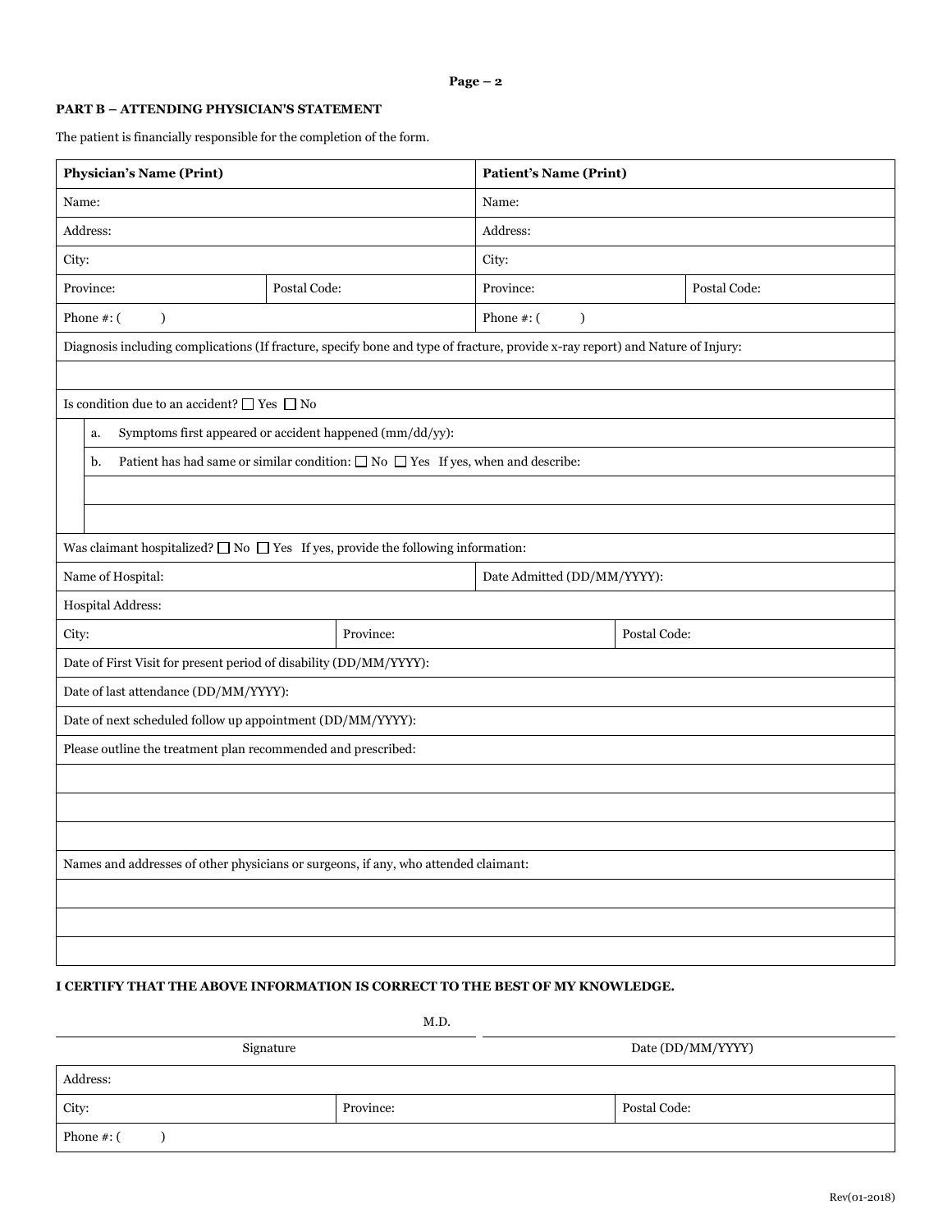## PART B – ATTENDING PHYSICIAN'S STATEMENT

The patient is financially responsible for the completion of the form.

| **Physician's Name (Print)** | | **Patient's Name (Print)** | |
|---|---|---|---|
| Name: | | Name: | |
| Address: | | Address: | |
| City: | | City: | |
| Province: | Postal Code: | Province: | Postal Code: |
| Phone #: (          ) | | Phone #: (          ) | |

Diagnosis including complications (If fracture, specify bone and type of fracture, provide x-ray report) and Nature of Injury:

Is condition due to an accident? ☐ Yes ☐ No

a. Symptoms first appeared or accident happened (mm/dd/yy):

b. Patient has had same or similar condition: ☐ No ☐ Yes If yes, when and describe:

Was claimant hospitalized? ☐ No ☐ Yes If yes, provide the following information:

| Name of Hospital: | | Date Admitted (DD/MM/YYYY): |
|---|---|---|
| Hospital Address: | | |
| City: | Province: | Postal Code: |

Date of First Visit for present period of disability (DD/MM/YYYY):

Date of last attendance (DD/MM/YYYY):

Date of next scheduled follow up appointment (DD/MM/YYYY):

Please outline the treatment plan recommended and prescribed:

Names and addresses of other physicians or surgeons, if any, who attended claimant:

**I CERTIFY THAT THE ABOVE INFORMATION IS CORRECT TO THE BEST OF MY KNOWLEDGE.**

| M.D. | |
|---|---|
| Signature | Date (DD/MM/YYYY) |

| Address: | | |
|---|---|---|
| City: | Province: | Postal Code: |
| Phone #: (          ) | | |

Rev(01-2018)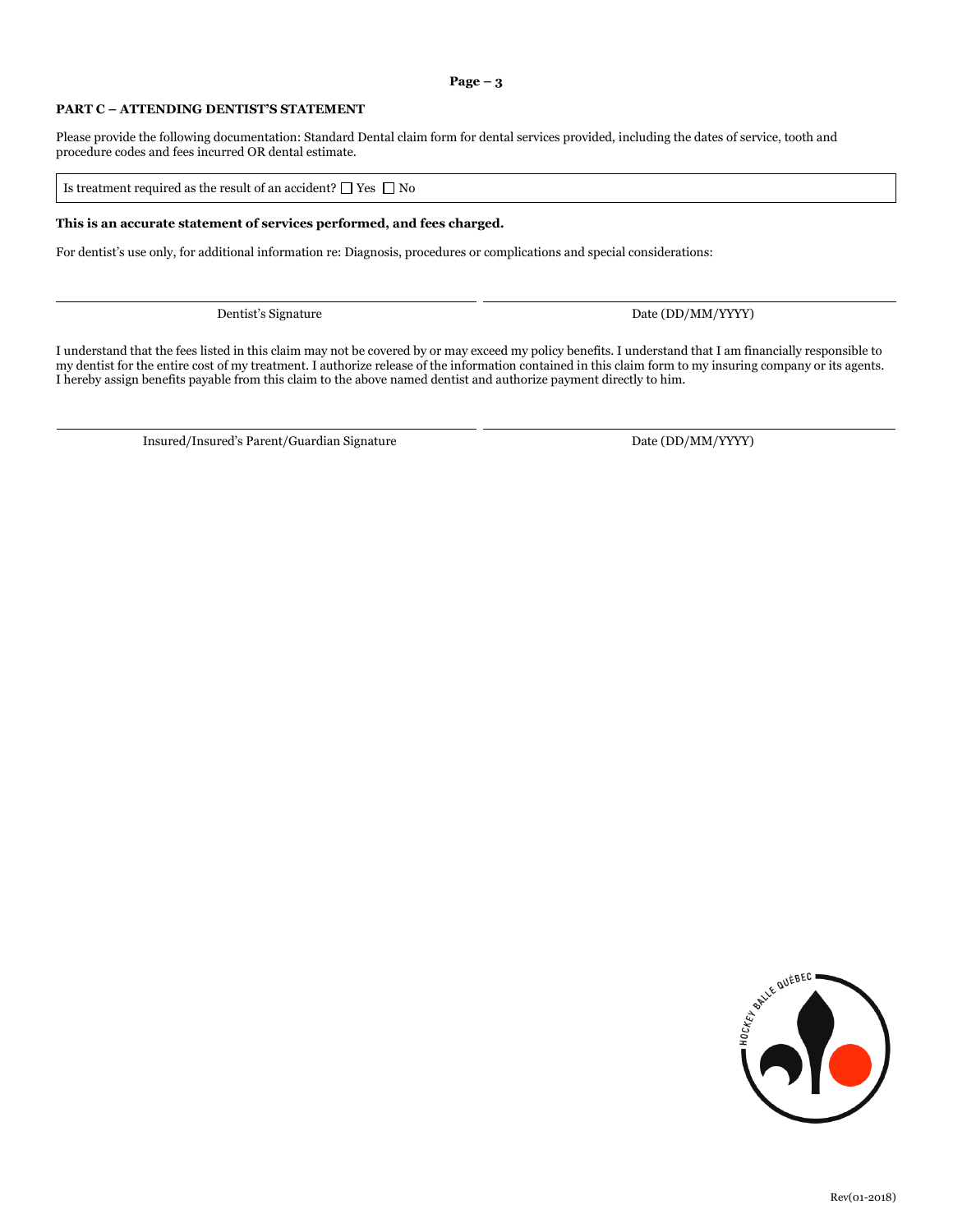## PART C – ATTENDING DENTIST'S STATEMENT

Please provide the following documentation: Standard Dental claim form for dental services provided, including the dates of service, tooth and procedure codes and fees incurred OR dental estimate.

Is treatment required as the result of an accident? ☐ Yes ☐ No

**This is an accurate statement of services performed, and fees charged.**

For dentist's use only, for additional information re: Diagnosis, procedures or complications and special considerations:

Dentist's Signature

Date (DD/MM/YYYY)

I understand that the fees listed in this claim may not be covered by or may exceed my policy benefits. I understand that I am financially responsible to my dentist for the entire cost of my treatment. I authorize release of the information contained in this claim form to my insuring company or its agents. I hereby assign benefits payable from this claim to the above named dentist and authorize payment directly to him.

Insured/Insured's Parent/Guardian Signature

Date (DD/MM/YYYY)

HOCKEY BALLE QUÉBEC

Rev(01-2018)